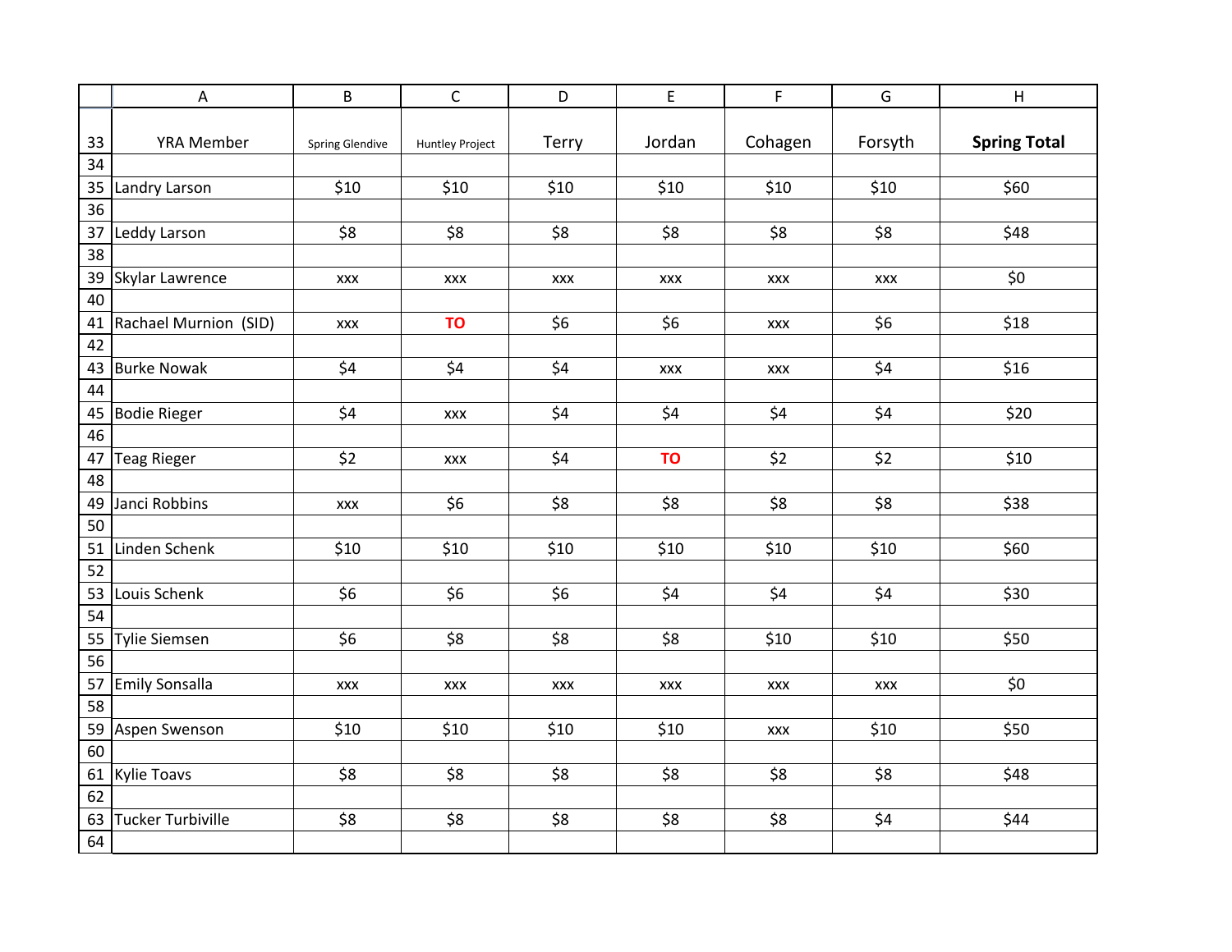| YRA Member | Spring Glendive | Huntley Project | Terry | Jordan | Cohagen | Forsyth | **Spring Total** |
|---|---|---|---|---|---|---|---|
| Landry Larson | $10 | $10 | $10 | $10 | $10 | $10 | $60 |
| Leddy Larson | $8 | $8 | $8 | $8 | $8 | $8 | $48 |
| Skylar Lawrence | xxx | xxx | xxx | xxx | xxx | xxx | $0 |
| Rachael Murnion (SID) | xxx | TO | $6 | $6 | xxx | $6 | $18 |
| Burke Nowak | $4 | $4 | $4 | xxx | xxx | $4 | $16 |
| Bodie Rieger | $4 | xxx | $4 | $4 | $4 | $4 | $20 |
| Teag Rieger | $2 | xxx | $4 | TO | $2 | $2 | $10 |
| Janci Robbins | xxx | $6 | $8 | $8 | $8 | $8 | $38 |
| Linden Schenk | $10 | $10 | $10 | $10 | $10 | $10 | $60 |
| Louis Schenk | $6 | $6 | $6 | $4 | $4 | $4 | $30 |
| Tylie Siemsen | $6 | $8 | $8 | $8 | $10 | $10 | $50 |
| Emily Sonsalla | xxx | xxx | xxx | xxx | xxx | xxx | $0 |
| Aspen Swenson | $10 | $10 | $10 | $10 | xxx | $10 | $50 |
| Kylie Toavs | $8 | $8 | $8 | $8 | $8 | $8 | $48 |
| Tucker Turbiville | $8 | $8 | $8 | $8 | $8 | $4 | $44 |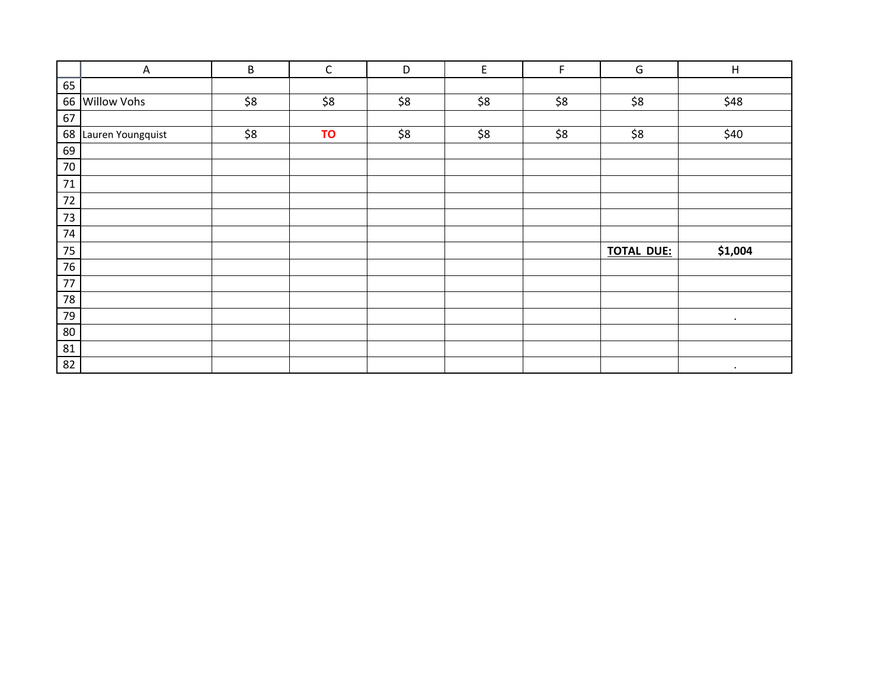| | A | B | C | D | E | F | G | H |
|---|---|---|---|---|---|---|---|---|
| 65 | | | | | | | | |
| 66 | Willow Vohs | $8 | $8 | $8 | $8 | $8 | $8 | $48 |
| 67 | | | | | | | | |
| 68 | Lauren Youngquist | $8 | **TO** | $8 | $8 | $8 | $8 | $40 |
| 69 | | | | | | | | |
| 70 | | | | | | | | |
| 71 | | | | | | | | |
| 72 | | | | | | | | |
| 73 | | | | | | | | |
| 74 | | | | | | | | |
| 75 | | | | | | | **TOTAL DUE:** | **$1,004** |
| 76 | | | | | | | | |
| 77 | | | | | | | | |
| 78 | | | | | | | | |
| 79 | | | | | | | | . |
| 80 | | | | | | | | |
| 81 | | | | | | | | |
| 82 | | | | | | | | . |